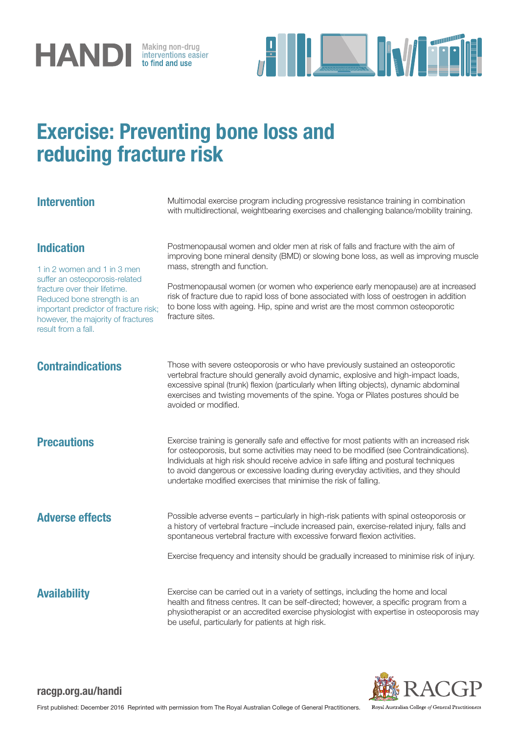HANDI Making non-drug interventions easier to find and use

# Exercise: Preventing bone loss and reducing fracture risk

## Intervention

Multimodal exercise program including progressive resistance training in combination with multidirectional, weightbearing exercises and challenging balance/mobility training.

## Indication

1 in 2 women and 1 in 3 men suffer an osteoporosis-related fracture over their lifetime. Reduced bone strength is an important predictor of fracture risk; however, the majority of fractures result from a fall.

Postmenopausal women and older men at risk of falls and fracture with the aim of improving bone mineral density (BMD) or slowing bone loss, as well as improving muscle mass, strength and function.

Postmenopausal women (or women who experience early menopause) are at increased risk of fracture due to rapid loss of bone associated with loss of oestrogen in addition to bone loss with ageing. Hip, spine and wrist are the most common osteoporotic fracture sites.

## Contraindications

Those with severe osteoporosis or who have previously sustained an osteoporotic vertebral fracture should generally avoid dynamic, explosive and high-impact loads, excessive spinal (trunk) flexion (particularly when lifting objects), dynamic abdominal exercises and twisting movements of the spine. Yoga or Pilates postures should be avoided or modified.

## Precautions

Exercise training is generally safe and effective for most patients with an increased risk for osteoporosis, but some activities may need to be modified (see Contraindications). Individuals at high risk should receive advice in safe lifting and postural techniques to avoid dangerous or excessive loading during everyday activities, and they should undertake modified exercises that minimise the risk of falling.

## Adverse effects

Possible adverse events – particularly in high-risk patients with spinal osteoporosis or a history of vertebral fracture –include increased pain, exercise-related injury, falls and spontaneous vertebral fracture with excessive forward flexion activities.

Exercise frequency and intensity should be gradually increased to minimise risk of injury.

## Availability

Exercise can be carried out in a variety of settings, including the home and local health and fitness centres. It can be self-directed; however, a specific program from a physiotherapist or an accredited exercise physiologist with expertise in osteoporosis may be useful, particularly for patients at high risk.

racgp.org.au/handi

First published: December 2016 Reprinted with permission from The Royal Australian College of General Practitioners.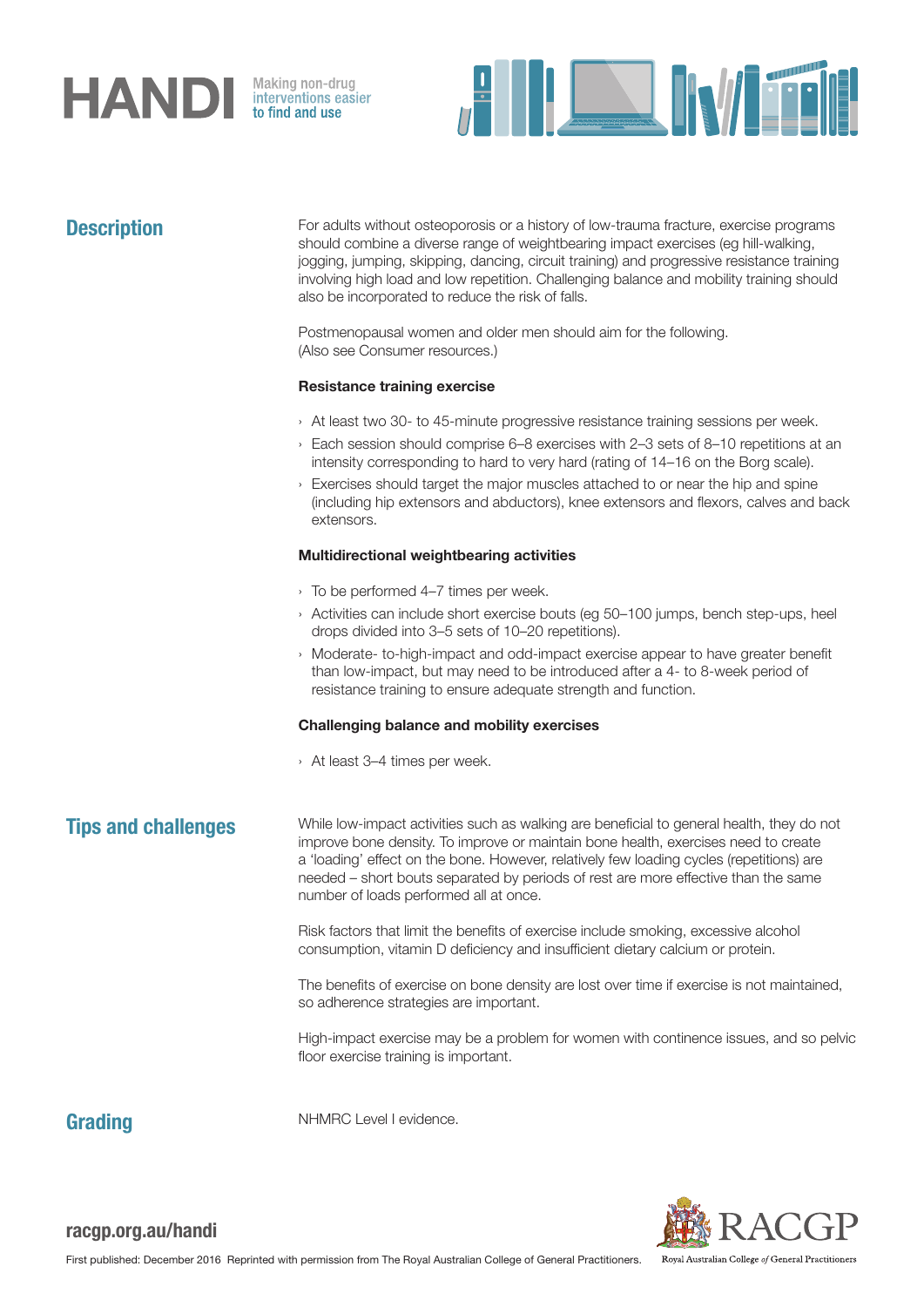## Description

For adults without osteoporosis or a history of low-trauma fracture, exercise programs should combine a diverse range of weightbearing impact exercises (eg hill-walking, jogging, jumping, skipping, dancing, circuit training) and progressive resistance training involving high load and low repetition. Challenging balance and mobility training should also be incorporated to reduce the risk of falls.

Postmenopausal women and older men should aim for the following. (Also see Consumer resources.)

**Resistance training exercise**

- At least two 30- to 45-minute progressive resistance training sessions per week.
- Each session should comprise 6–8 exercises with 2–3 sets of 8–10 repetitions at an intensity corresponding to hard to very hard (rating of 14–16 on the Borg scale).
- Exercises should target the major muscles attached to or near the hip and spine (including hip extensors and abductors), knee extensors and flexors, calves and back extensors.

**Multidirectional weightbearing activities**

- To be performed 4–7 times per week.
- Activities can include short exercise bouts (eg 50–100 jumps, bench step-ups, heel drops divided into 3–5 sets of 10–20 repetitions).
- Moderate- to-high-impact and odd-impact exercise appear to have greater benefit than low-impact, but may need to be introduced after a 4- to 8-week period of resistance training to ensure adequate strength and function.

**Challenging balance and mobility exercises**

- At least 3–4 times per week.

## Tips and challenges

While low-impact activities such as walking are beneficial to general health, they do not improve bone density. To improve or maintain bone health, exercises need to create a 'loading' effect on the bone. However, relatively few loading cycles (repetitions) are needed – short bouts separated by periods of rest are more effective than the same number of loads performed all at once.

Risk factors that limit the benefits of exercise include smoking, excessive alcohol consumption, vitamin D deficiency and insufficient dietary calcium or protein.

The benefits of exercise on bone density are lost over time if exercise is not maintained, so adherence strategies are important.

High-impact exercise may be a problem for women with continence issues, and so pelvic floor exercise training is important.

## Grading

NHMRC Level I evidence.

racgp.org.au/handi

First published: December 2016 Reprinted with permission from The Royal Australian College of General Practitioners.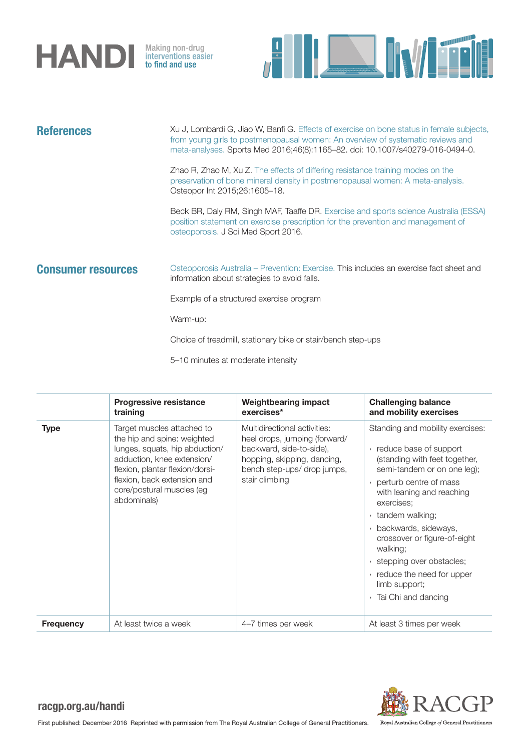## References

Xu J, Lombardi G, Jiao W, Banfi G. Effects of exercise on bone status in female subjects, from young girls to postmenopausal women: An overview of systematic reviews and meta-analyses. Sports Med 2016;46(8):1165–82. doi: 10.1007/s40279-016-0494-0.

Zhao R, Zhao M, Xu Z. The effects of differing resistance training modes on the preservation of bone mineral density in postmenopausal women: A meta-analysis. Osteopor Int 2015;26:1605–18.

Beck BR, Daly RM, Singh MAF, Taaffe DR. Exercise and sports science Australia (ESSA) position statement on exercise prescription for the prevention and management of osteoporosis. J Sci Med Sport 2016.

## Consumer resources

Osteoporosis Australia – Prevention: Exercise. This includes an exercise fact sheet and information about strategies to avoid falls.

Example of a structured exercise program

Warm-up:

Choice of treadmill, stationary bike or stair/bench step-ups

5–10 minutes at moderate intensity

| | Progressive resistance training | Weightbearing impact exercises* | Challenging balance and mobility exercises |
|---|---|---|---|
| **Type** | Target muscles attached to the hip and spine: weighted lunges, squats, hip abduction/adduction, knee extension/flexion, plantar flexion/dorsi-flexion, back extension and core/postural muscles (eg abdominals) | Multidirectional activities: heel drops, jumping (forward/backward, side-to-side), hopping, skipping, dancing, bench step-ups/ drop jumps, stair climbing | Standing and mobility exercises: › reduce base of support (standing with feet together, semi-tandem or on one leg); › perturb centre of mass with leaning and reaching exercises; › tandem walking; › backwards, sideways, crossover or figure-of-eight walking; › stepping over obstacles; › reduce the need for upper limb support; › Tai Chi and dancing |
| **Frequency** | At least twice a week | 4–7 times per week | At least 3 times per week |

racgp.org.au/handi

First published: December 2016 Reprinted with permission from The Royal Australian College of General Practitioners.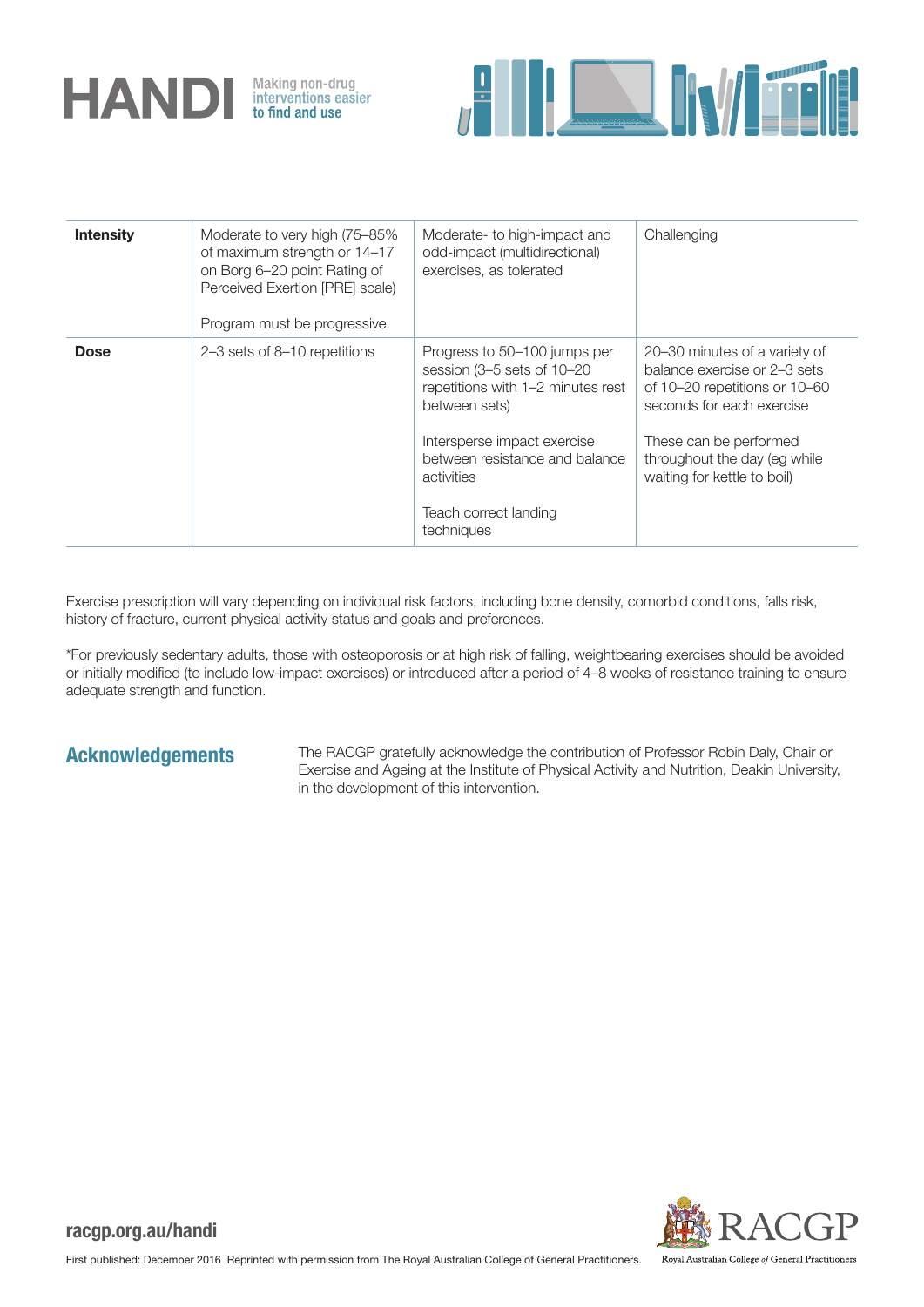| | | | |
|---|---|---|---|
| **Intensity** | Moderate to very high (75–85% of maximum strength or 14–17 on Borg 6–20 point Rating of Perceived Exertion [PRE] scale)<br><br>Program must be progressive | Moderate- to high-impact and odd-impact (multidirectional) exercises, as tolerated | Challenging |
| **Dose** | 2–3 sets of 8–10 repetitions | Progress to 50–100 jumps per session (3–5 sets of 10–20 repetitions with 1–2 minutes rest between sets)<br><br>Intersperse impact exercise between resistance and balance activities<br><br>Teach correct landing techniques | 20–30 minutes of a variety of balance exercise or 2–3 sets of 10–20 repetitions or 10–60 seconds for each exercise<br><br>These can be performed throughout the day (eg while waiting for kettle to boil) |

Exercise prescription will vary depending on individual risk factors, including bone density, comorbid conditions, falls risk, history of fracture, current physical activity status and goals and preferences.

*For previously sedentary adults, those with osteoporosis or at high risk of falling, weightbearing exercises should be avoided or initially modified (to include low-impact exercises) or introduced after a period of 4–8 weeks of resistance training to ensure adequate strength and function.

## Acknowledgements

The RACGP gratefully acknowledge the contribution of Professor Robin Daly, Chair or Exercise and Ageing at the Institute of Physical Activity and Nutrition, Deakin University, in the development of this intervention.

racgp.org.au/handi

First published: December 2016 Reprinted with permission from The Royal Australian College of General Practitioners.